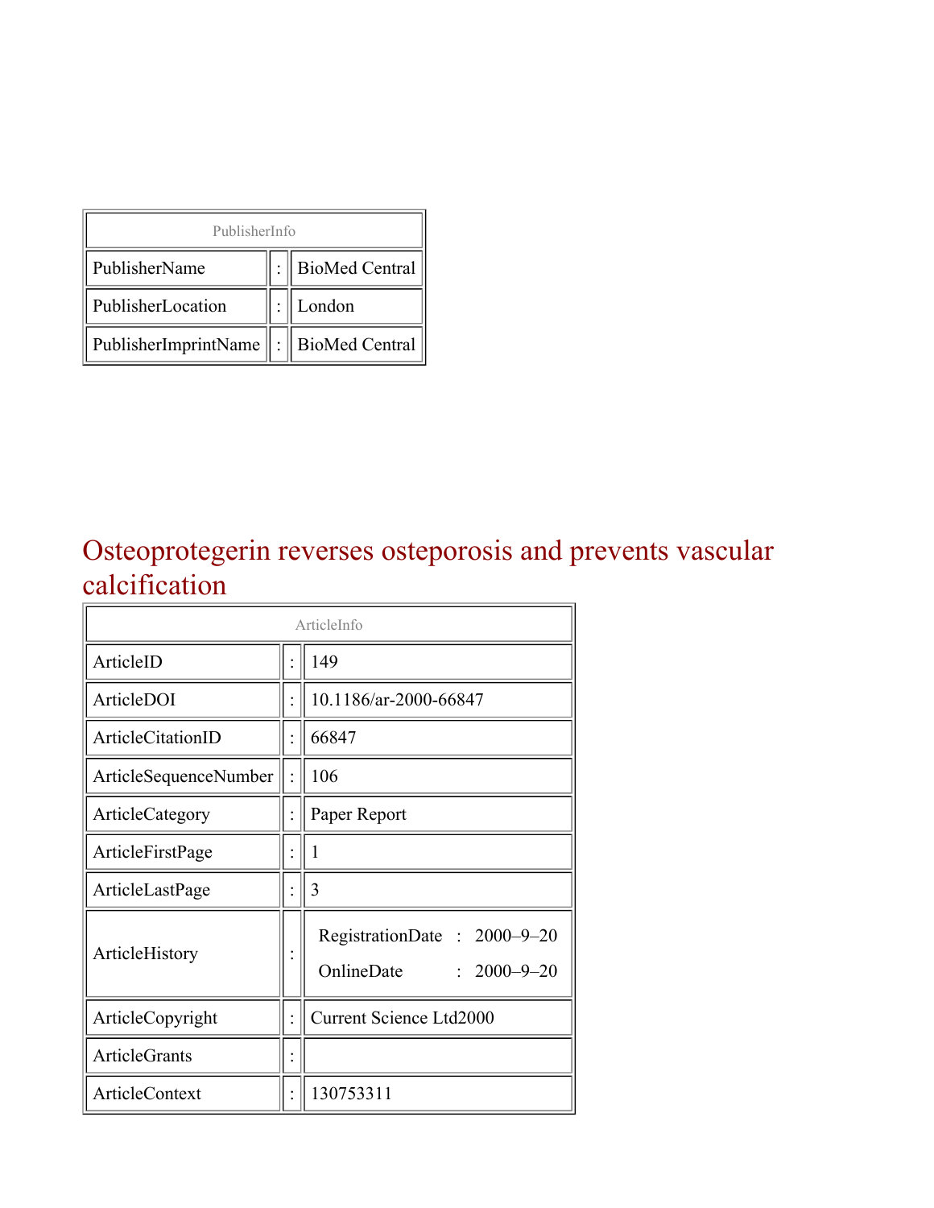| PublisherInfo | | |
| --- | --- | --- |
| PublisherName | : | BioMed Central |
| PublisherLocation | : | London |
| PublisherImprintName | : | BioMed Central |

# Osteoprotegerin reverses osteporosis and prevents vascular calcification

| ArticleInfo | | |
| --- | --- | --- |
| ArticleID | : | 149 |
| ArticleDOI | : | 10.1186/ar-2000-66847 |
| ArticleCitationID | : | 66847 |
| ArticleSequenceNumber | : | 106 |
| ArticleCategory | : | Paper Report |
| ArticleFirstPage | : | 1 |
| ArticleLastPage | : | 3 |
| ArticleHistory | : | RegistrationDate : 2000–9–20<br>OnlineDate : 2000–9–20 |
| ArticleCopyright | : | Current Science Ltd2000 |
| ArticleGrants | : | |
| ArticleContext | : | 130753311 |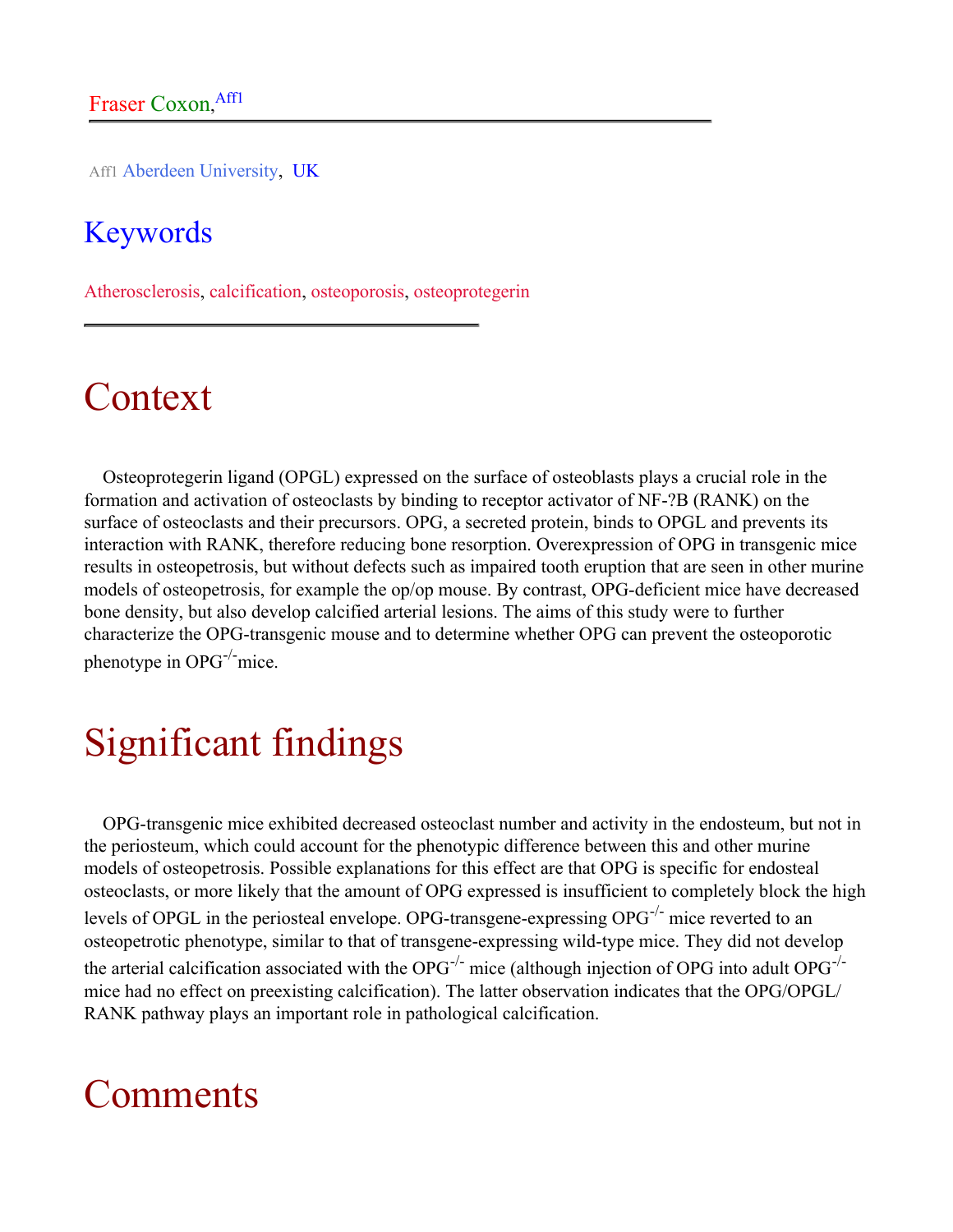Fraser Coxon,[Aff1]

Aff1 Aberdeen University, UK

## Keywords

Atherosclerosis, calcification, osteoporosis, osteoprotegerin

# Context

Osteoprotegerin ligand (OPGL) expressed on the surface of osteoblasts plays a crucial role in the formation and activation of osteoclasts by binding to receptor activator of NF-?B (RANK) on the surface of osteoclasts and their precursors. OPG, a secreted protein, binds to OPGL and prevents its interaction with RANK, therefore reducing bone resorption. Overexpression of OPG in transgenic mice results in osteopetrosis, but without defects such as impaired tooth eruption that are seen in other murine models of osteopetrosis, for example the op/op mouse. By contrast, OPG-deficient mice have decreased bone density, but also develop calcified arterial lesions. The aims of this study were to further characterize the OPG-transgenic mouse and to determine whether OPG can prevent the osteoporotic phenotype in OPG$^{-/-}$mice.

# Significant findings

OPG-transgenic mice exhibited decreased osteoclast number and activity in the endosteum, but not in the periosteum, which could account for the phenotypic difference between this and other murine models of osteopetrosis. Possible explanations for this effect are that OPG is specific for endosteal osteoclasts, or more likely that the amount of OPG expressed is insufficient to completely block the high levels of OPGL in the periosteal envelope. OPG-transgene-expressing OPG$^{-/-}$ mice reverted to an osteopetrotic phenotype, similar to that of transgene-expressing wild-type mice. They did not develop the arterial calcification associated with the OPG$^{-/-}$ mice (although injection of OPG into adult OPG$^{-/-}$ mice had no effect on preexisting calcification). The latter observation indicates that the OPG/OPGL/RANK pathway plays an important role in pathological calcification.

# Comments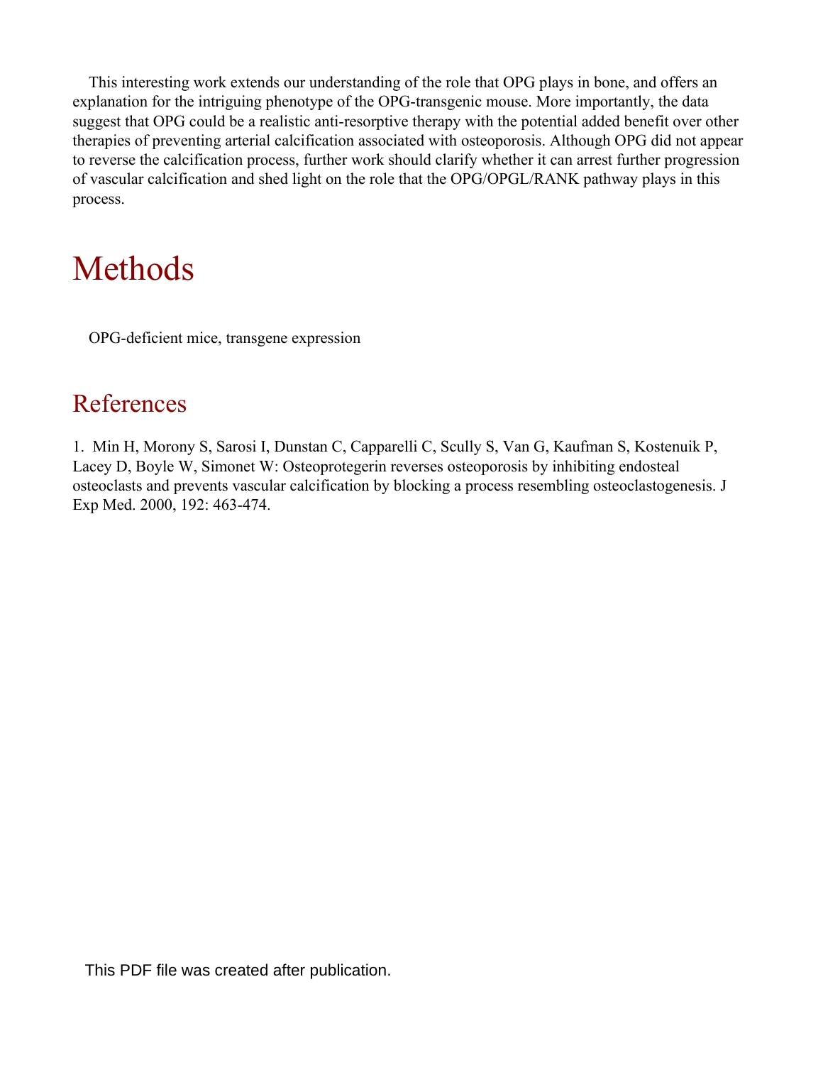This interesting work extends our understanding of the role that OPG plays in bone, and offers an explanation for the intriguing phenotype of the OPG-transgenic mouse. More importantly, the data suggest that OPG could be a realistic anti-resorptive therapy with the potential added benefit over other therapies of preventing arterial calcification associated with osteoporosis. Although OPG did not appear to reverse the calcification process, further work should clarify whether it can arrest further progression of vascular calcification and shed light on the role that the OPG/OPGL/RANK pathway plays in this process.

# Methods

OPG-deficient mice, transgene expression

## References

1. Min H, Morony S, Sarosi I, Dunstan C, Capparelli C, Scully S, Van G, Kaufman S, Kostenuik P, Lacey D, Boyle W, Simonet W: Osteoprotegerin reverses osteoporosis by inhibiting endosteal osteoclasts and prevents vascular calcification by blocking a process resembling osteoclastogenesis. J Exp Med. 2000, 192: 463-474.

This PDF file was created after publication.